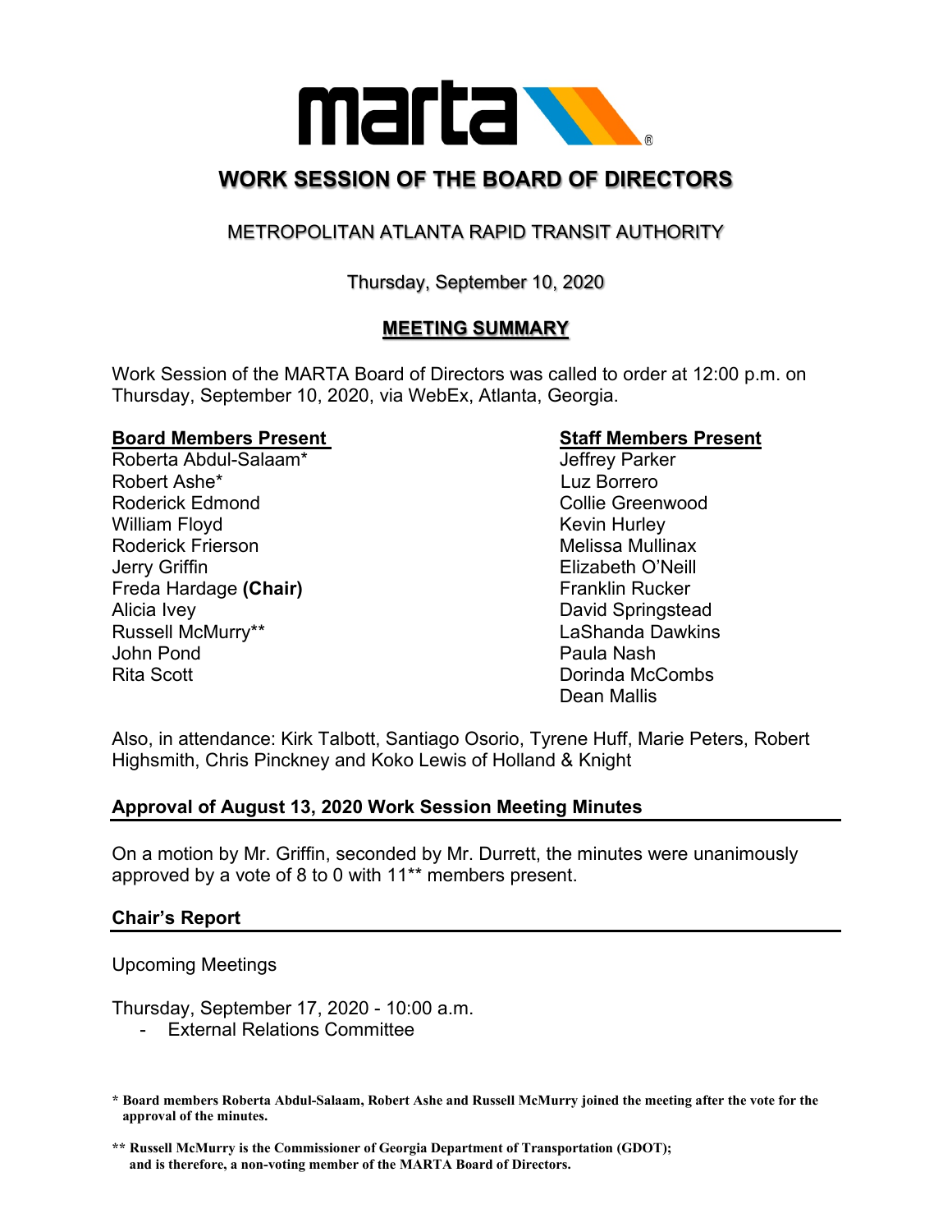# WORK SESSION OF THE BOARD OF DIRECTORS

## METROPOLITAN ATLANTA RAPID TRANSIT AUTHORITY

Thursday, September 10, 2020

## MEETING SUMMARY

Work Session of the MARTA Board of Directors was called to order at 12:00 p.m. on Thursday, September 10, 2020, via WebEx, Atlanta, Georgia.

**Board Members Present**

Roberta Abdul-Salaam*
Robert Ashe*
Roderick Edmond
William Floyd
Roderick Frierson
Jerry Griffin
Freda Hardage **(Chair)**
Alicia Ivey
Russell McMurry**
John Pond
Rita Scott

**Staff Members Present**

Jeffrey Parker
Luz Borrero
Collie Greenwood
Kevin Hurley
Melissa Mullinax
Elizabeth O'Neill
Franklin Rucker
David Springstead
LaShanda Dawkins
Paula Nash
Dorinda McCombs
Dean Mallis

Also, in attendance: Kirk Talbott, Santiago Osorio, Tyrene Huff, Marie Peters, Robert Highsmith, Chris Pinckney and Koko Lewis of Holland & Knight

### Approval of August 13, 2020 Work Session Meeting Minutes

On a motion by Mr. Griffin, seconded by Mr. Durrett, the minutes were unanimously approved by a vote of 8 to 0 with 11** members present.

### Chair's Report

Upcoming Meetings

Thursday, September 17, 2020 - 10:00 a.m.

- External Relations Committee

**\* Board members Roberta Abdul-Salaam, Robert Ashe and Russell McMurry joined the meeting after the vote for the approval of the minutes.**

**\*\* Russell McMurry is the Commissioner of Georgia Department of Transportation (GDOT); and is therefore, a non-voting member of the MARTA Board of Directors.**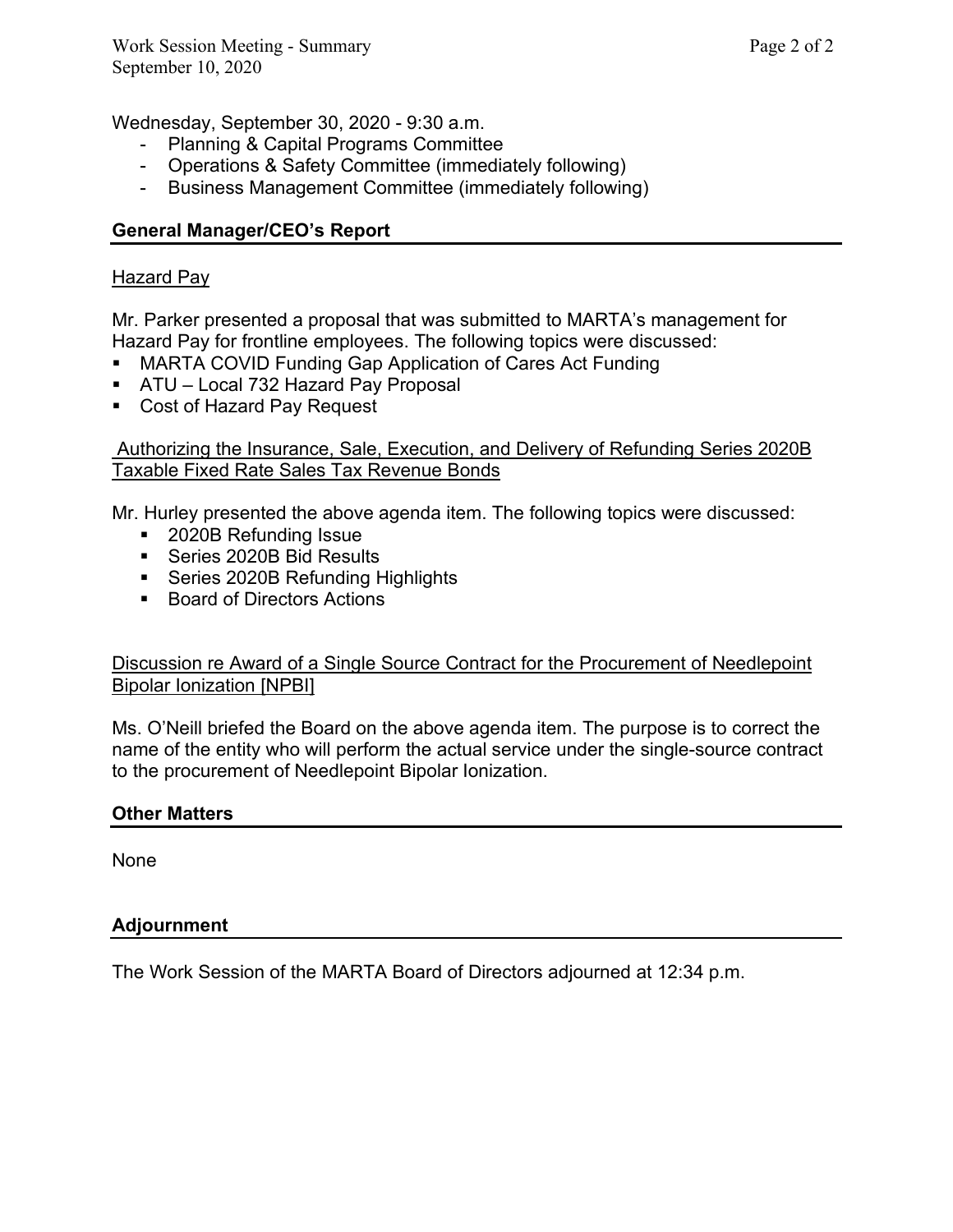Wednesday, September 30, 2020 - 9:30 a.m.

- Planning & Capital Programs Committee
- Operations & Safety Committee (immediately following)
- Business Management Committee (immediately following)

## General Manager/CEO's Report

Hazard Pay

Mr. Parker presented a proposal that was submitted to MARTA's management for Hazard Pay for frontline employees. The following topics were discussed:

- MARTA COVID Funding Gap Application of Cares Act Funding
- ATU – Local 732 Hazard Pay Proposal
- Cost of Hazard Pay Request

Authorizing the Insurance, Sale, Execution, and Delivery of Refunding Series 2020B Taxable Fixed Rate Sales Tax Revenue Bonds

Mr. Hurley presented the above agenda item. The following topics were discussed:

- 2020B Refunding Issue
- Series 2020B Bid Results
- Series 2020B Refunding Highlights
- Board of Directors Actions

Discussion re Award of a Single Source Contract for the Procurement of Needlepoint Bipolar Ionization [NPBI]

Ms. O'Neill briefed the Board on the above agenda item. The purpose is to correct the name of the entity who will perform the actual service under the single-source contract to the procurement of Needlepoint Bipolar Ionization.

## Other Matters

None

## Adjournment

The Work Session of the MARTA Board of Directors adjourned at 12:34 p.m.